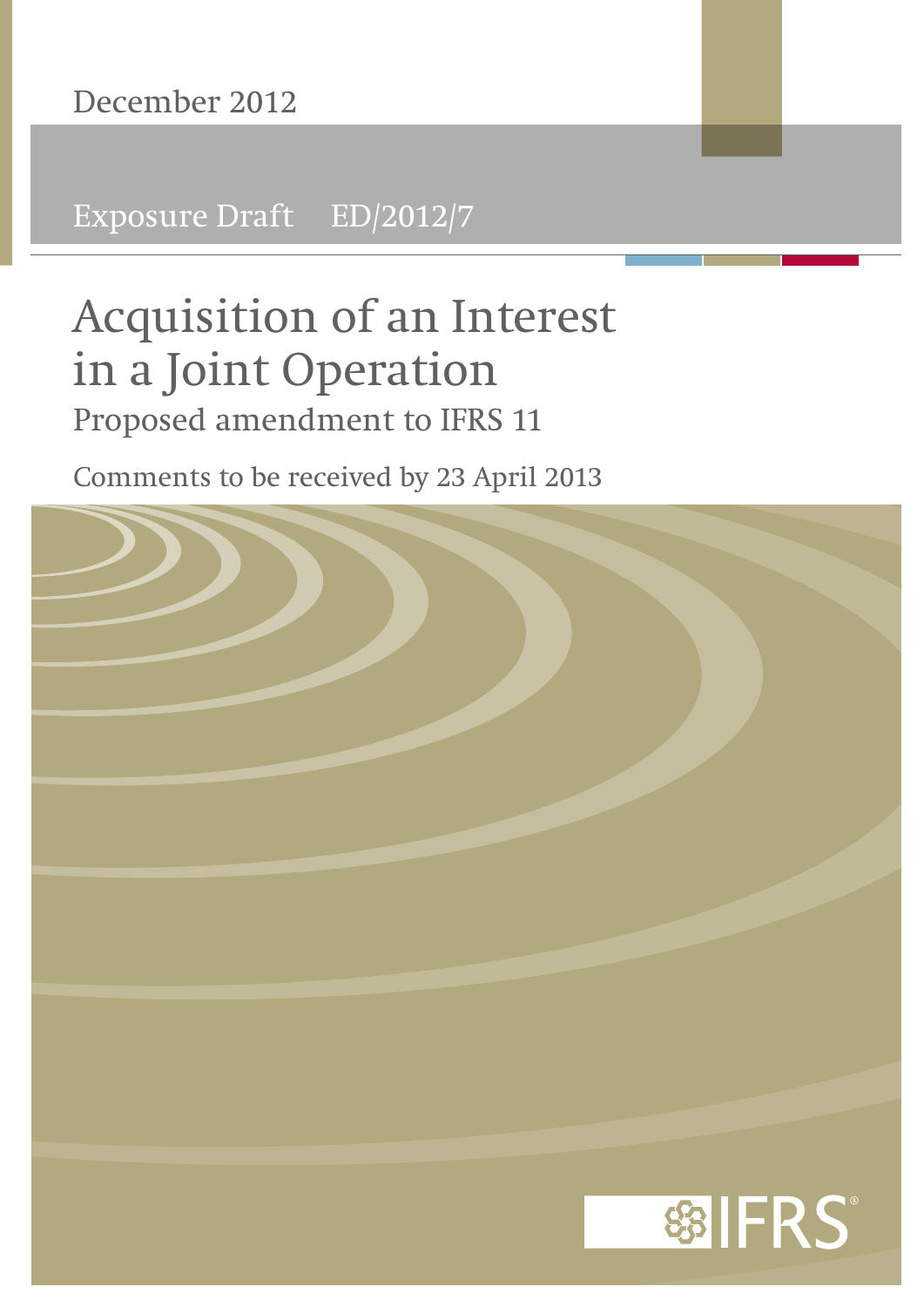December 2012

Exposure Draft ED/2012/7

# Acquisition of an Interest in a Joint Operation

## Proposed amendment to IFRS 11

Comments to be received by 23 April 2013

IFRS®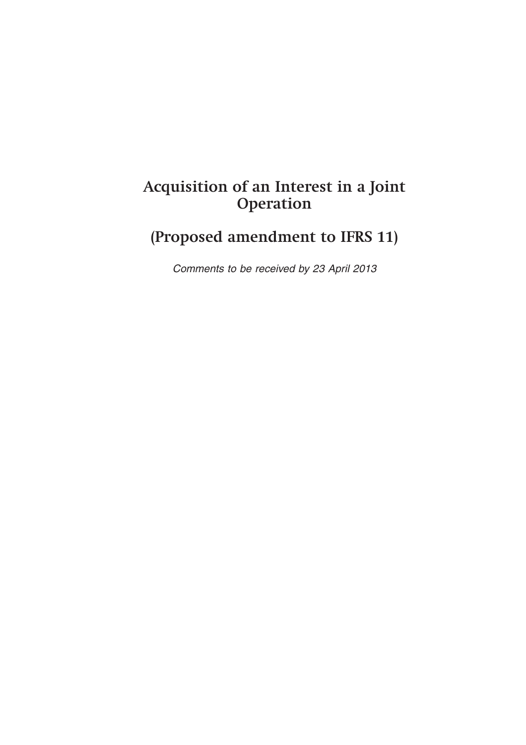# Acquisition of an Interest in a Joint Operation

# (Proposed amendment to IFRS 11)

*Comments to be received by 23 April 2013*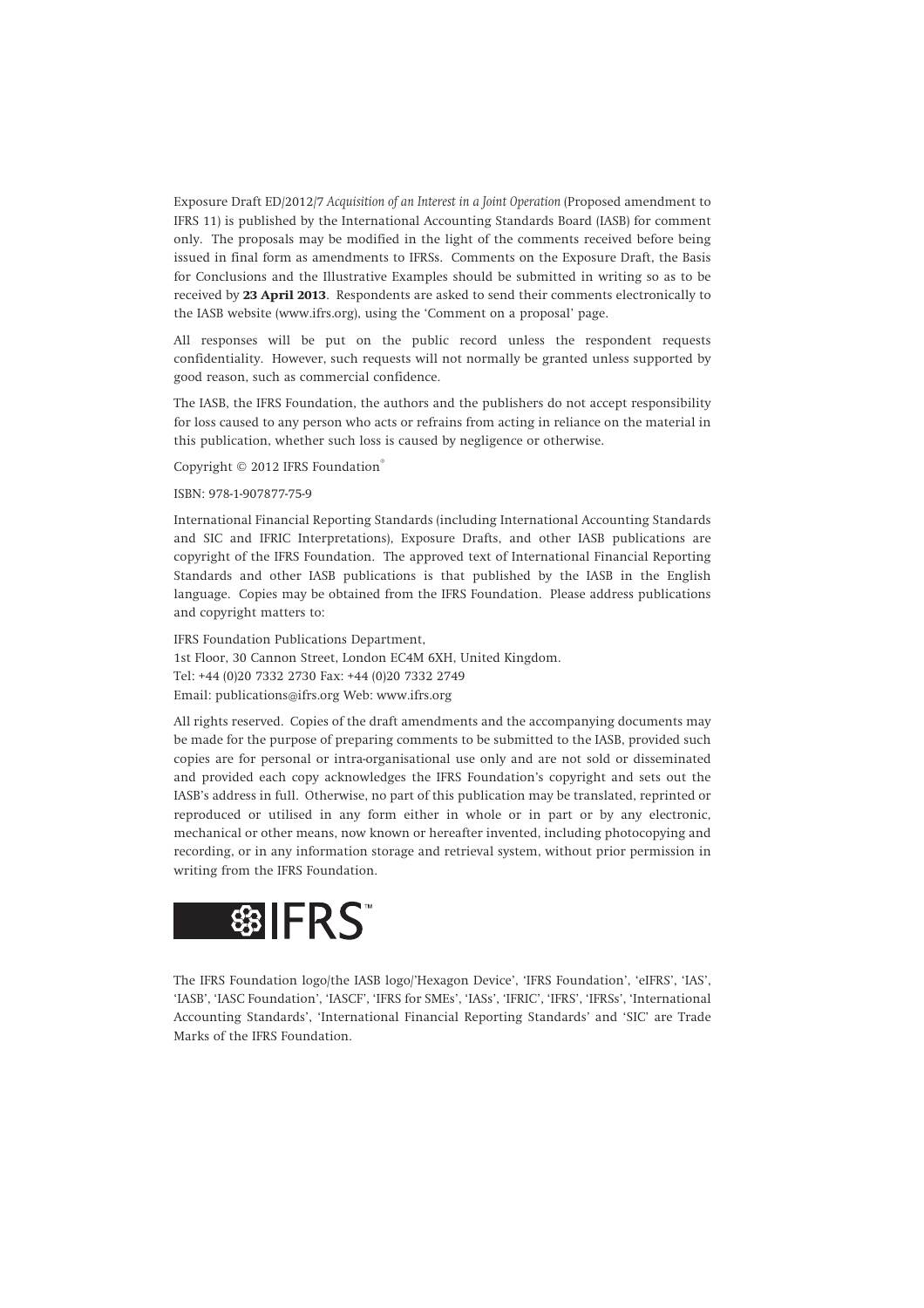Exposure Draft ED/2012/7 *Acquisition of an Interest in a Joint Operation* (Proposed amendment to IFRS 11) is published by the International Accounting Standards Board (IASB) for comment only. The proposals may be modified in the light of the comments received before being issued in final form as amendments to IFRSs. Comments on the Exposure Draft, the Basis for Conclusions and the Illustrative Examples should be submitted in writing so as to be received by **23 April 2013**. Respondents are asked to send their comments electronically to the IASB website (www.ifrs.org), using the 'Comment on a proposal' page.

All responses will be put on the public record unless the respondent requests confidentiality. However, such requests will not normally be granted unless supported by good reason, such as commercial confidence.

The IASB, the IFRS Foundation, the authors and the publishers do not accept responsibility for loss caused to any person who acts or refrains from acting in reliance on the material in this publication, whether such loss is caused by negligence or otherwise.

Copyright © 2012 IFRS Foundation®

ISBN: 978-1-907877-75-9

International Financial Reporting Standards (including International Accounting Standards and SIC and IFRIC Interpretations), Exposure Drafts, and other IASB publications are copyright of the IFRS Foundation. The approved text of International Financial Reporting Standards and other IASB publications is that published by the IASB in the English language. Copies may be obtained from the IFRS Foundation. Please address publications and copyright matters to:

IFRS Foundation Publications Department,
1st Floor, 30 Cannon Street, London EC4M 6XH, United Kingdom.
Tel: +44 (0)20 7332 2730 Fax: +44 (0)20 7332 2749
Email: publications@ifrs.org Web: www.ifrs.org

All rights reserved. Copies of the draft amendments and the accompanying documents may be made for the purpose of preparing comments to be submitted to the IASB, provided such copies are for personal or intra-organisational use only and are not sold or disseminated and provided each copy acknowledges the IFRS Foundation's copyright and sets out the IASB's address in full. Otherwise, no part of this publication may be translated, reprinted or reproduced or utilised in any form either in whole or in part or by any electronic, mechanical or other means, now known or hereafter invented, including photocopying and recording, or in any information storage and retrieval system, without prior permission in writing from the IFRS Foundation.

IFRS™

The IFRS Foundation logo/the IASB logo/'Hexagon Device', 'IFRS Foundation', 'eIFRS', 'IAS', 'IASB', 'IASC Foundation', 'IASCF', 'IFRS for SMEs', 'IASs', 'IFRIC', 'IFRS', 'IFRSs', 'International Accounting Standards', 'International Financial Reporting Standards' and 'SIC' are Trade Marks of the IFRS Foundation.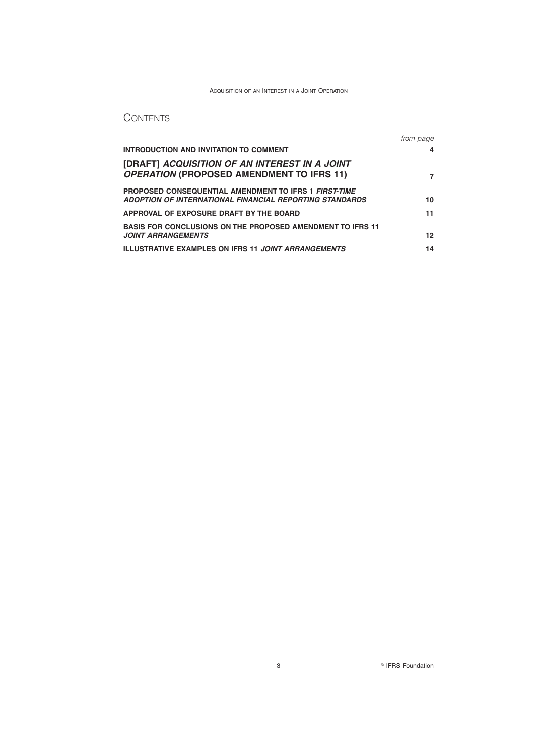# Contents

| | from page |
|---|---|
| **INTRODUCTION AND INVITATION TO COMMENT** | **4** |
| **[DRAFT] *ACQUISITION OF AN INTEREST IN A JOINT OPERATION* (PROPOSED AMENDMENT TO IFRS 11)** | **7** |
| **PROPOSED CONSEQUENTIAL AMENDMENT TO IFRS 1 *FIRST-TIME ADOPTION OF INTERNATIONAL FINANCIAL REPORTING STANDARDS*** | **10** |
| **APPROVAL OF EXPOSURE DRAFT BY THE BOARD** | **11** |
| **BASIS FOR CONCLUSIONS ON THE PROPOSED AMENDMENT TO IFRS 11 *JOINT ARRANGEMENTS*** | **12** |
| **ILLUSTRATIVE EXAMPLES ON IFRS 11 *JOINT ARRANGEMENTS*** | **14** |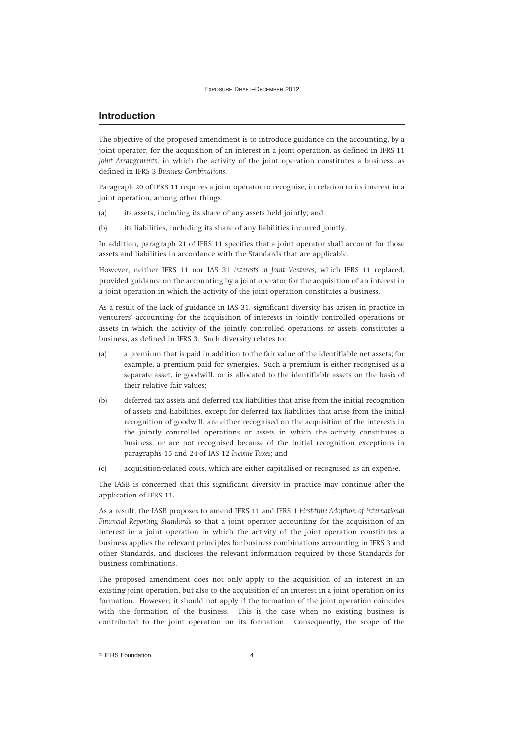## Introduction

The objective of the proposed amendment is to introduce guidance on the accounting, by a joint operator, for the acquisition of an interest in a joint operation, as defined in IFRS 11 *Joint Arrangements*, in which the activity of the joint operation constitutes a business, as defined in IFRS 3 *Business Combinations*.

Paragraph 20 of IFRS 11 requires a joint operator to recognise, in relation to its interest in a joint operation, among other things:

(a) its assets, including its share of any assets held jointly; and

(b) its liabilities, including its share of any liabilities incurred jointly.

In addition, paragraph 21 of IFRS 11 specifies that a joint operator shall account for those assets and liabilities in accordance with the Standards that are applicable.

However, neither IFRS 11 nor IAS 31 *Interests in Joint Ventures*, which IFRS 11 replaced, provided guidance on the accounting by a joint operator for the acquisition of an interest in a joint operation in which the activity of the joint operation constitutes a business.

As a result of the lack of guidance in IAS 31, significant diversity has arisen in practice in venturers' accounting for the acquisition of interests in jointly controlled operations or assets in which the activity of the jointly controlled operations or assets constitutes a business, as defined in IFRS 3. Such diversity relates to:

(a) a premium that is paid in addition to the fair value of the identifiable net assets; for example, a premium paid for synergies. Such a premium is either recognised as a separate asset, ie goodwill, or is allocated to the identifiable assets on the basis of their relative fair values;

(b) deferred tax assets and deferred tax liabilities that arise from the initial recognition of assets and liabilities, except for deferred tax liabilities that arise from the initial recognition of goodwill, are either recognised on the acquisition of the interests in the jointly controlled operations or assets in which the activity constitutes a business, or are not recognised because of the initial recognition exceptions in paragraphs 15 and 24 of IAS 12 *Income Taxes*; and

(c) acquisition-related costs, which are either capitalised or recognised as an expense.

The IASB is concerned that this significant diversity in practice may continue after the application of IFRS 11.

As a result, the IASB proposes to amend IFRS 11 and IFRS 1 *First-time Adoption of International Financial Reporting Standards* so that a joint operator accounting for the acquisition of an interest in a joint operation in which the activity of the joint operation constitutes a business applies the relevant principles for business combinations accounting in IFRS 3 and other Standards, and discloses the relevant information required by those Standards for business combinations.

The proposed amendment does not only apply to the acquisition of an interest in an existing joint operation, but also to the acquisition of an interest in a joint operation on its formation. However, it should not apply if the formation of the joint operation coincides with the formation of the business. This is the case when no existing business is contributed to the joint operation on its formation. Consequently, the scope of the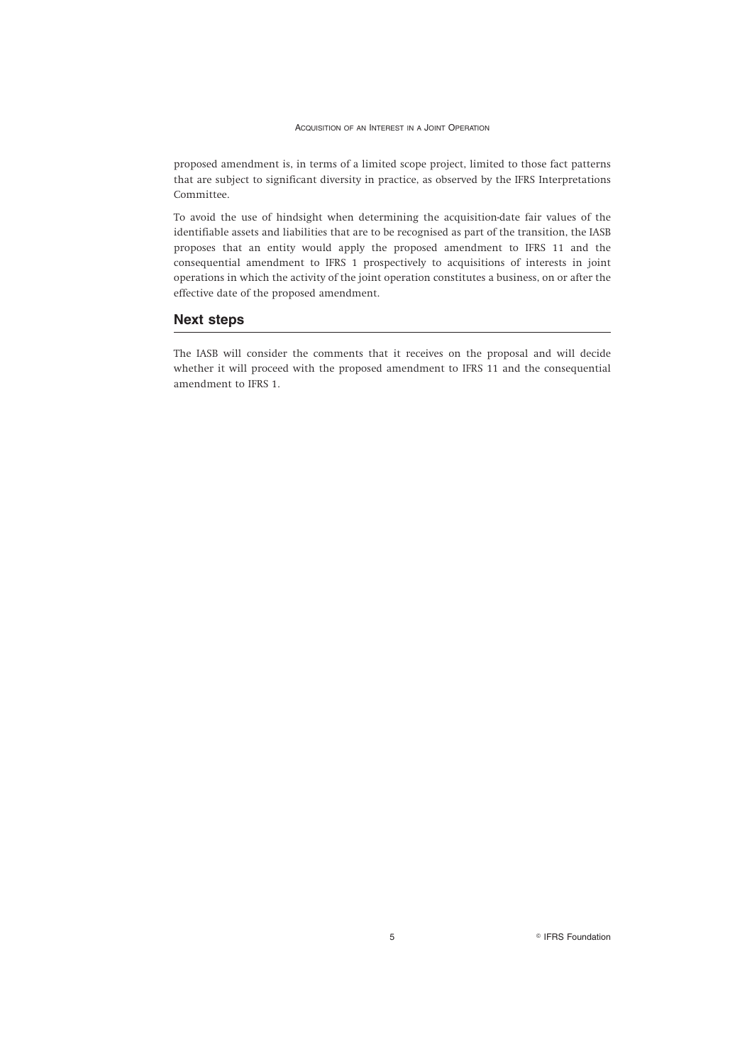proposed amendment is, in terms of a limited scope project, limited to those fact patterns that are subject to significant diversity in practice, as observed by the IFRS Interpretations Committee.

To avoid the use of hindsight when determining the acquisition-date fair values of the identifiable assets and liabilities that are to be recognised as part of the transition, the IASB proposes that an entity would apply the proposed amendment to IFRS 11 and the consequential amendment to IFRS 1 prospectively to acquisitions of interests in joint operations in which the activity of the joint operation constitutes a business, on or after the effective date of the proposed amendment.

## Next steps

The IASB will consider the comments that it receives on the proposal and will decide whether it will proceed with the proposed amendment to IFRS 11 and the consequential amendment to IFRS 1.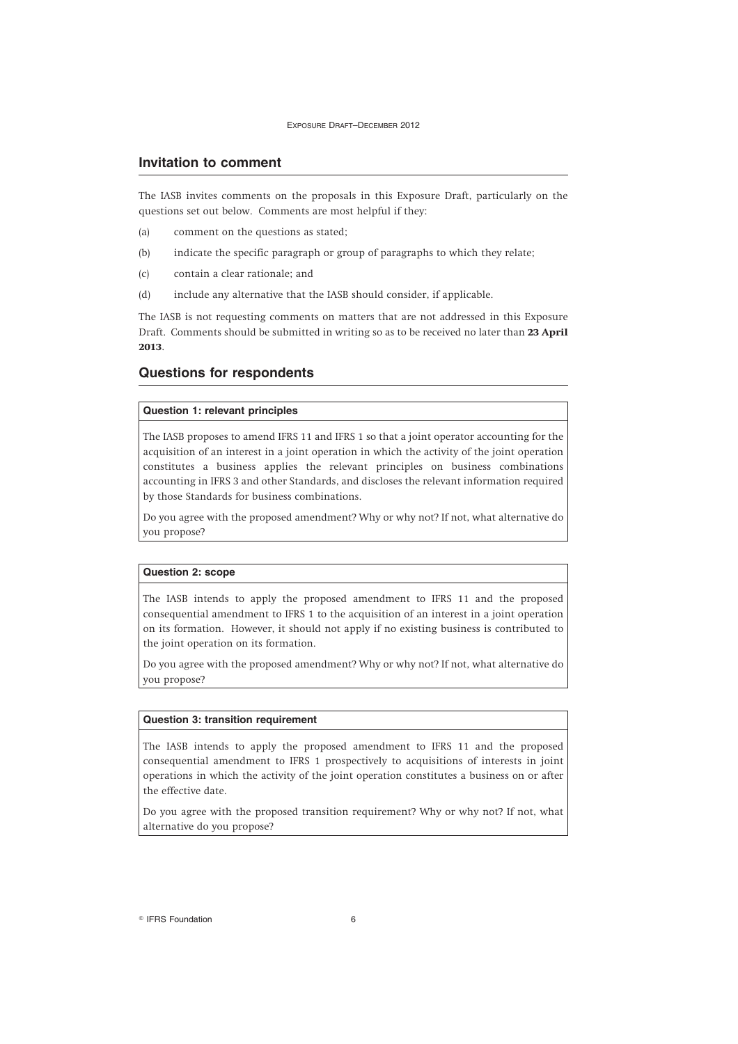## Invitation to comment

The IASB invites comments on the proposals in this Exposure Draft, particularly on the questions set out below. Comments are most helpful if they:

(a) comment on the questions as stated;

(b) indicate the specific paragraph or group of paragraphs to which they relate;

(c) contain a clear rationale; and

(d) include any alternative that the IASB should consider, if applicable.

The IASB is not requesting comments on matters that are not addressed in this Exposure Draft. Comments should be submitted in writing so as to be received no later than **23 April 2013**.

## Questions for respondents

**Question 1: relevant principles**

The IASB proposes to amend IFRS 11 and IFRS 1 so that a joint operator accounting for the acquisition of an interest in a joint operation in which the activity of the joint operation constitutes a business applies the relevant principles on business combinations accounting in IFRS 3 and other Standards, and discloses the relevant information required by those Standards for business combinations.

Do you agree with the proposed amendment? Why or why not? If not, what alternative do you propose?

**Question 2: scope**

The IASB intends to apply the proposed amendment to IFRS 11 and the proposed consequential amendment to IFRS 1 to the acquisition of an interest in a joint operation on its formation. However, it should not apply if no existing business is contributed to the joint operation on its formation.

Do you agree with the proposed amendment? Why or why not? If not, what alternative do you propose?

**Question 3: transition requirement**

The IASB intends to apply the proposed amendment to IFRS 11 and the proposed consequential amendment to IFRS 1 prospectively to acquisitions of interests in joint operations in which the activity of the joint operation constitutes a business on or after the effective date.

Do you agree with the proposed transition requirement? Why or why not? If not, what alternative do you propose?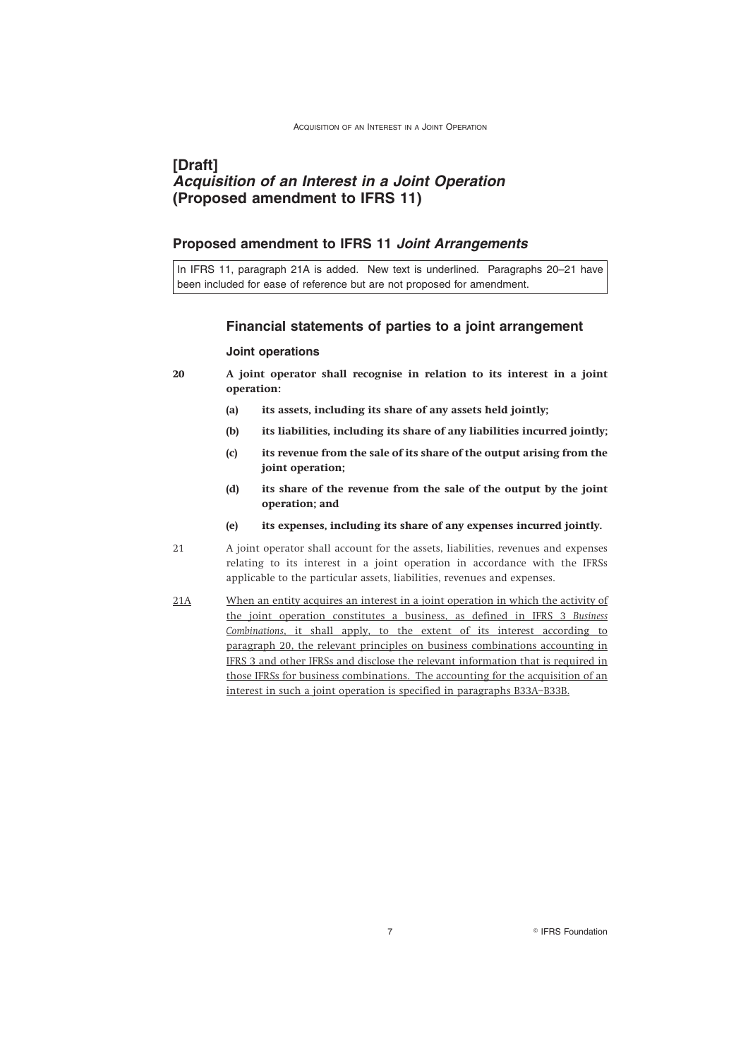# [Draft]
# *Acquisition of an Interest in a Joint Operation* (Proposed amendment to IFRS 11)

## Proposed amendment to IFRS 11 *Joint Arrangements*

In IFRS 11, paragraph 21A is added. New text is underlined. Paragraphs 20–21 have been included for ease of reference but are not proposed for amendment.

### Financial statements of parties to a joint arrangement

#### Joint operations

**20 A joint operator shall recognise in relation to its interest in a joint operation:**

**(a) its assets, including its share of any assets held jointly;**

**(b) its liabilities, including its share of any liabilities incurred jointly;**

**(c) its revenue from the sale of its share of the output arising from the joint operation;**

**(d) its share of the revenue from the sale of the output by the joint operation; and**

**(e) its expenses, including its share of any expenses incurred jointly.**

21 A joint operator shall account for the assets, liabilities, revenues and expenses relating to its interest in a joint operation in accordance with the IFRSs applicable to the particular assets, liabilities, revenues and expenses.

<u>21A</u> <u>When an entity acquires an interest in a joint operation in which the activity of the joint operation constitutes a business, as defined in IFRS 3 *Business Combinations*, it shall apply, to the extent of its interest according to paragraph 20, the relevant principles on business combinations accounting in IFRS 3 and other IFRSs and disclose the relevant information that is required in those IFRSs for business combinations. The accounting for the acquisition of an interest in such a joint operation is specified in paragraphs B33A–B33B.</u>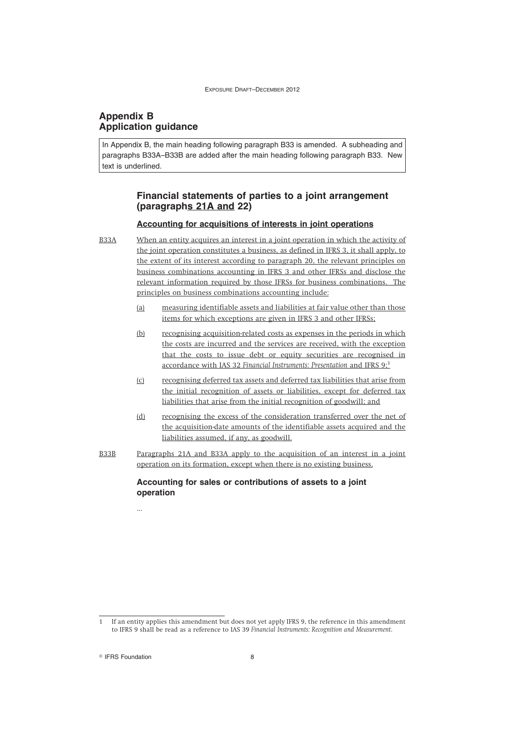## Appendix B
## Application guidance

In Appendix B, the main heading following paragraph B33 is amended. A subheading and paragraphs B33A–B33B are added after the main heading following paragraph B33. New text is underlined.

### Financial statements of parties to a joint arrangement (paragraphs 21A and 22)

#### Accounting for acquisitions of interests in joint operations

B33A When an entity acquires an interest in a joint operation in which the activity of the joint operation constitutes a business, as defined in IFRS 3, it shall apply, to the extent of its interest according to paragraph 20, the relevant principles on business combinations accounting in IFRS 3 and other IFRSs and disclose the relevant information required by those IFRSs for business combinations. The principles on business combinations accounting include:

(a) measuring identifiable assets and liabilities at fair value other than those items for which exceptions are given in IFRS 3 and other IFRSs;

(b) recognising acquisition-related costs as expenses in the periods in which the costs are incurred and the services are received, with the exception that the costs to issue debt or equity securities are recognised in accordance with IAS 32 *Financial Instruments: Presentation* and IFRS 9;[1]

(c) recognising deferred tax assets and deferred tax liabilities that arise from the initial recognition of assets or liabilities, except for deferred tax liabilities that arise from the initial recognition of goodwill; and

(d) recognising the excess of the consideration transferred over the net of the acquisition-date amounts of the identifiable assets acquired and the liabilities assumed, if any, as goodwill.

B33B Paragraphs 21A and B33A apply to the acquisition of an interest in a joint operation on its formation, except when there is no existing business.

#### Accounting for sales or contributions of assets to a joint operation

...

---

1 If an entity applies this amendment but does not yet apply IFRS 9, the reference in this amendment to IFRS 9 shall be read as a reference to IAS 39 *Financial Instruments: Recognition and Measurement*.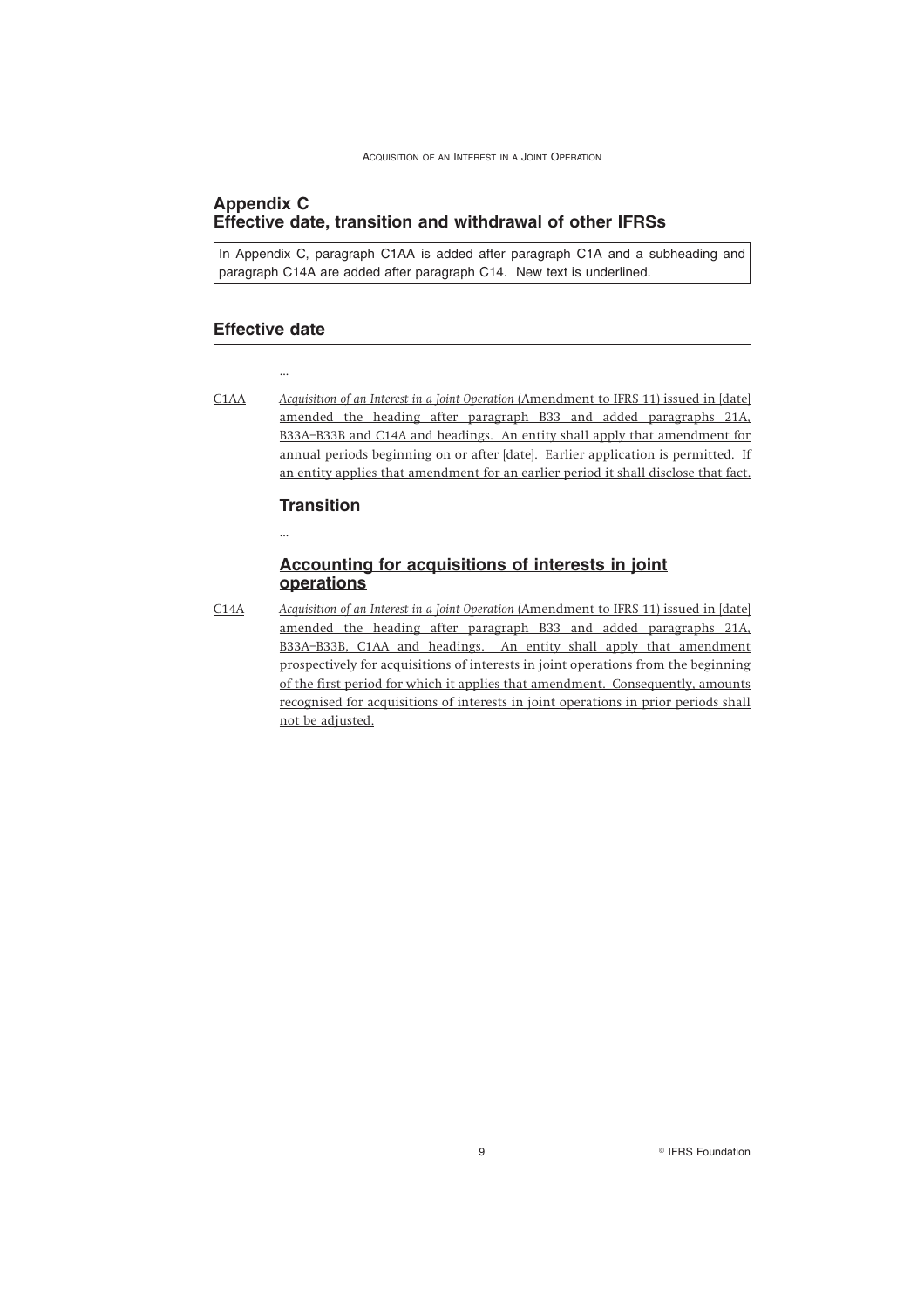## Appendix C
## Effective date, transition and withdrawal of other IFRSs

In Appendix C, paragraph C1AA is added after paragraph C1A and a subheading and paragraph C14A are added after paragraph C14. New text is underlined.

## Effective date

...

C1AA *Acquisition of an Interest in a Joint Operation* (Amendment to IFRS 11) issued in [date] amended the heading after paragraph B33 and added paragraphs 21A, B33A–B33B and C14A and headings. An entity shall apply that amendment for annual periods beginning on or after [date]. Earlier application is permitted. If an entity applies that amendment for an earlier period it shall disclose that fact.

### Transition

...

### Accounting for acquisitions of interests in joint operations

C14A *Acquisition of an Interest in a Joint Operation* (Amendment to IFRS 11) issued in [date] amended the heading after paragraph B33 and added paragraphs 21A, B33A–B33B, C1AA and headings. An entity shall apply that amendment prospectively for acquisitions of interests in joint operations from the beginning of the first period for which it applies that amendment. Consequently, amounts recognised for acquisitions of interests in joint operations in prior periods shall not be adjusted.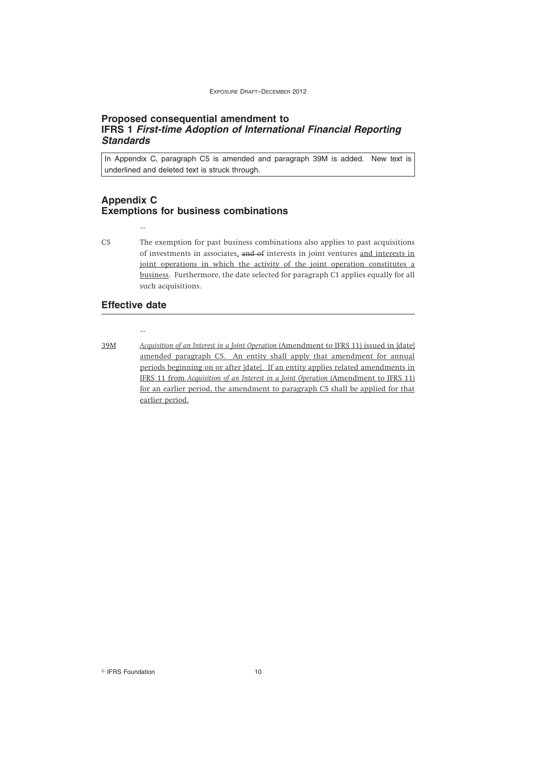## Proposed consequential amendment to IFRS 1 *First-time Adoption of International Financial Reporting Standards*

In Appendix C, paragraph C5 is amended and paragraph 39M is added. New text is underlined and deleted text is struck through.

## Appendix C Exempions for business combinations

...

C5 The exemption for past business combinations also applies to past acquisitions of investments in associates<u>,</u> ~~and of~~ interests in joint ventures <u>and interests in joint operations in which the activity of the joint operation constitutes a business</u>. Furthermore, the date selected for paragraph C1 applies equally for all such acquisitions.

## Effective date

...

<u>39M</u> <u>*Acquisition of an Interest in a Joint Operation* (Amendment to IFRS 11) issued in [date] amended paragraph C5. An entity shall apply that amendment for annual periods beginning on or after [date]. If an entity applies related amendments in IFRS 11 from *Acquisition of an Interest in a Joint Operation* (Amendment to IFRS 11) for an earlier period, the amendment to paragraph C5 shall be applied for that earlier period.</u>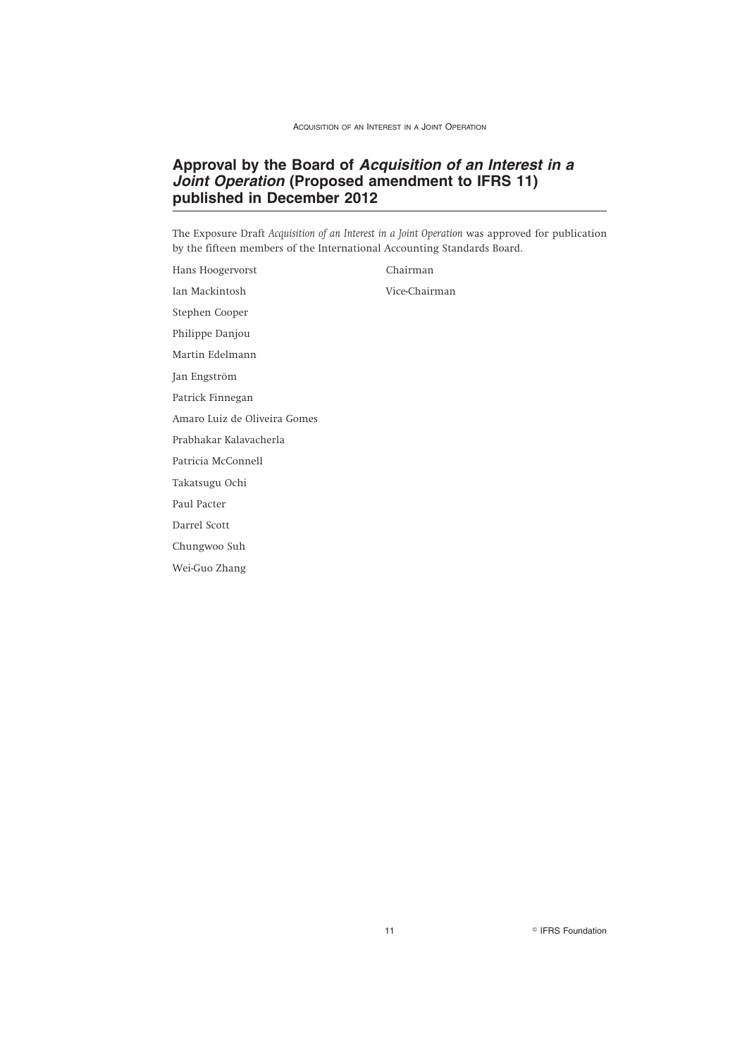## Approval by the Board of *Acquisition of an Interest in a Joint Operation* (Proposed amendment to IFRS 11) published in December 2012

The Exposure Draft *Acquisition of an Interest in a Joint Operation* was approved for publication by the fifteen members of the International Accounting Standards Board.

| | |
|---|---|
| Hans Hoogervorst | Chairman |
| Ian Mackintosh | Vice-Chairman |
| Stephen Cooper | |
| Philippe Danjou | |
| Martin Edelmann | |
| Jan Engström | |
| Patrick Finnegan | |
| Amaro Luiz de Oliveira Gomes | |
| Prabhakar Kalavacherla | |
| Patricia McConnell | |
| Takatsugu Ochi | |
| Paul Pacter | |
| Darrel Scott | |
| Chungwoo Suh | |
| Wei-Guo Zhang | |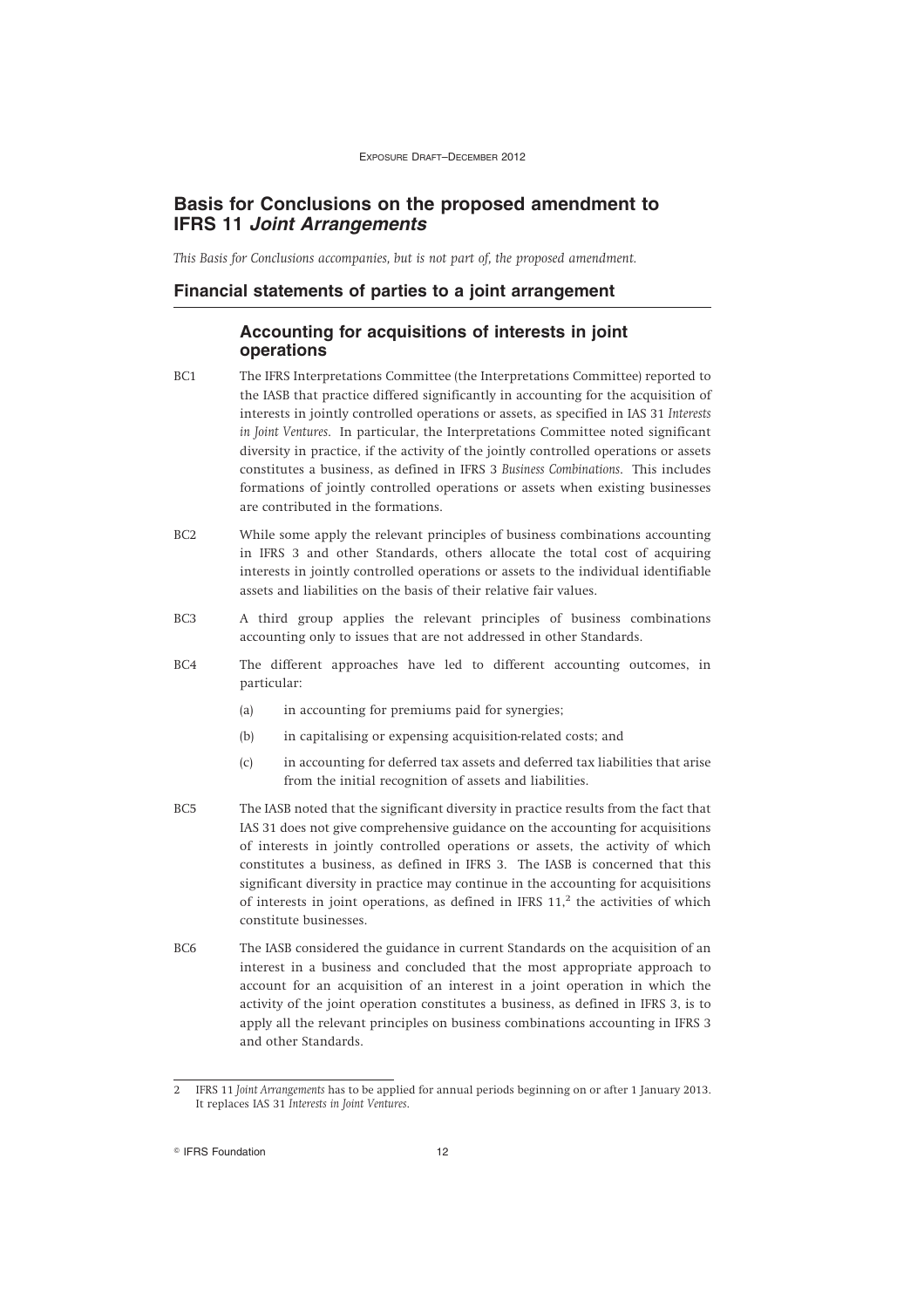# Basis for Conclusions on the proposed amendment to IFRS 11 *Joint Arrangements*

*This Basis for Conclusions accompanies, but is not part of, the proposed amendment.*

## Financial statements of parties to a joint arrangement

### Accounting for acquisitions of interests in joint operations

BC1 The IFRS Interpretations Committee (the Interpretations Committee) reported to the IASB that practice differed significantly in accounting for the acquisition of interests in jointly controlled operations or assets, as specified in IAS 31 *Interests in Joint Ventures*. In particular, the Interpretations Committee noted significant diversity in practice, if the activity of the jointly controlled operations or assets constitutes a business, as defined in IFRS 3 *Business Combinations*. This includes formations of jointly controlled operations or assets when existing businesses are contributed in the formations.

BC2 While some apply the relevant principles of business combinations accounting in IFRS 3 and other Standards, others allocate the total cost of acquiring interests in jointly controlled operations or assets to the individual identifiable assets and liabilities on the basis of their relative fair values.

BC3 A third group applies the relevant principles of business combinations accounting only to issues that are not addressed in other Standards.

BC4 The different approaches have led to different accounting outcomes, in particular:

(a) in accounting for premiums paid for synergies;

(b) in capitalising or expensing acquisition-related costs; and

(c) in accounting for deferred tax assets and deferred tax liabilities that arise from the initial recognition of assets and liabilities.

BC5 The IASB noted that the significant diversity in practice results from the fact that IAS 31 does not give comprehensive guidance on the accounting for acquisitions of interests in jointly controlled operations or assets, the activity of which constitutes a business, as defined in IFRS 3. The IASB is concerned that this significant diversity in practice may continue in the accounting for acquisitions of interests in joint operations, as defined in IFRS 11,[2] the activities of which constitute businesses.

BC6 The IASB considered the guidance in current Standards on the acquisition of an interest in a business and concluded that the most appropriate approach to account for an acquisition of an interest in a joint operation in which the activity of the joint operation constitutes a business, as defined in IFRS 3, is to apply all the relevant principles on business combinations accounting in IFRS 3 and other Standards.

---

2 IFRS 11 *Joint Arrangements* has to be applied for annual periods beginning on or after 1 January 2013. It replaces IAS 31 *Interests in Joint Ventures*.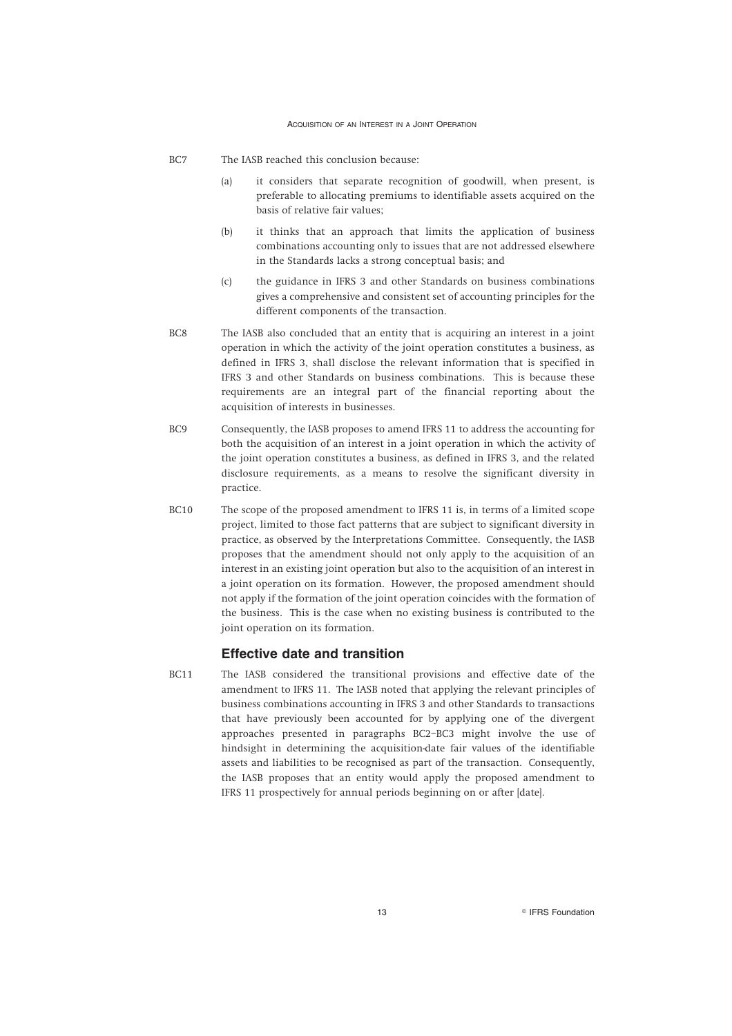BC7 The IASB reached this conclusion because:

(a) it considers that separate recognition of goodwill, when present, is preferable to allocating premiums to identifiable assets acquired on the basis of relative fair values;

(b) it thinks that an approach that limits the application of business combinations accounting only to issues that are not addressed elsewhere in the Standards lacks a strong conceptual basis; and

(c) the guidance in IFRS 3 and other Standards on business combinations gives a comprehensive and consistent set of accounting principles for the different components of the transaction.

BC8 The IASB also concluded that an entity that is acquiring an interest in a joint operation in which the activity of the joint operation constitutes a business, as defined in IFRS 3, shall disclose the relevant information that is specified in IFRS 3 and other Standards on business combinations. This is because these requirements are an integral part of the financial reporting about the acquisition of interests in businesses.

BC9 Consequently, the IASB proposes to amend IFRS 11 to address the accounting for both the acquisition of an interest in a joint operation in which the activity of the joint operation constitutes a business, as defined in IFRS 3, and the related disclosure requirements, as a means to resolve the significant diversity in practice.

BC10 The scope of the proposed amendment to IFRS 11 is, in terms of a limited scope project, limited to those fact patterns that are subject to significant diversity in practice, as observed by the Interpretations Committee. Consequently, the IASB proposes that the amendment should not only apply to the acquisition of an interest in an existing joint operation but also to the acquisition of an interest in a joint operation on its formation. However, the proposed amendment should not apply if the formation of the joint operation coincides with the formation of the business. This is the case when no existing business is contributed to the joint operation on its formation.

## Effective date and transition

BC11 The IASB considered the transitional provisions and effective date of the amendment to IFRS 11. The IASB noted that applying the relevant principles of business combinations accounting in IFRS 3 and other Standards to transactions that have previously been accounted for by applying one of the divergent approaches presented in paragraphs BC2–BC3 might involve the use of hindsight in determining the acquisition-date fair values of the identifiable assets and liabilities to be recognised as part of the transaction. Consequently, the IASB proposes that an entity would apply the proposed amendment to IFRS 11 prospectively for annual periods beginning on or after [date].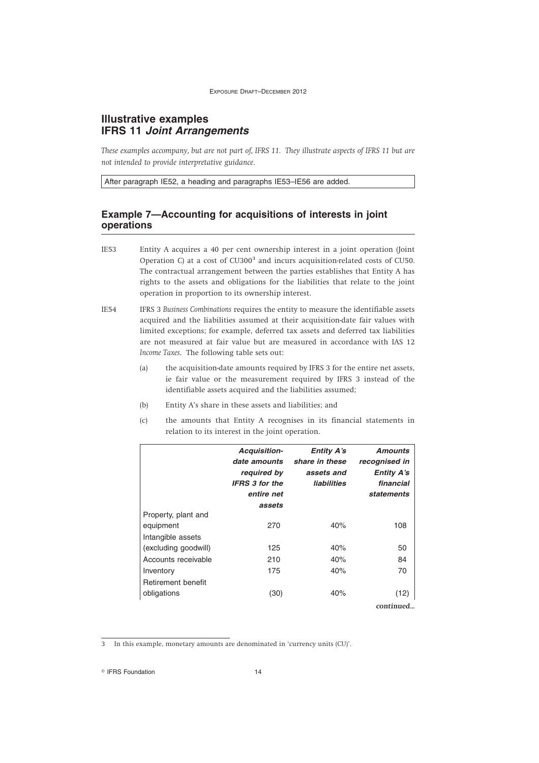# Illustrative examples IFRS 11 *Joint Arrangements*

*These examples accompany, but are not part of, IFRS 11. They illustrate aspects of IFRS 11 but are not intended to provide interpretative guidance.*

After paragraph IE52, a heading and paragraphs IE53–IE56 are added.

## Example 7—Accounting for acquisitions of interests in joint operations

IE53 Entity A acquires a 40 per cent ownership interest in a joint operation (Joint Operation C) at a cost of CU300[3] and incurs acquisition-related costs of CU50. The contractual arrangement between the parties establishes that Entity A has rights to the assets and obligations for the liabilities that relate to the joint operation in proportion to its ownership interest.

IE54 IFRS 3 *Business Combinations* requires the entity to measure the identifiable assets acquired and the liabilities assumed at their acquisition-date fair values with limited exceptions; for example, deferred tax assets and deferred tax liabilities are not measured at fair value but are measured in accordance with IAS 12 *Income Taxes*. The following table sets out:

(a) the acquisition-date amounts required by IFRS 3 for the entire net assets, ie fair value or the measurement required by IFRS 3 instead of the identifiable assets acquired and the liabilities assumed;

(b) Entity A's share in these assets and liabilities; and

(c) the amounts that Entity A recognises in its financial statements in relation to its interest in the joint operation.

| | *Acquisition-date amounts required by IFRS 3 for the entire net assets* | *Entity A's share in these assets and liabilities* | *Amounts recognised in Entity A's financial statements* |
|---|---|---|---|
| Property, plant and equipment | 270 | 40% | 108 |
| Intangible assets (excluding goodwill) | 125 | 40% | 50 |
| Accounts receivable | 210 | 40% | 84 |
| Inventory | 175 | 40% | 70 |
| Retirement benefit obligations | (30) | 40% | (12) |

*continued...*

3 In this example, monetary amounts are denominated in 'currency units (CU)'.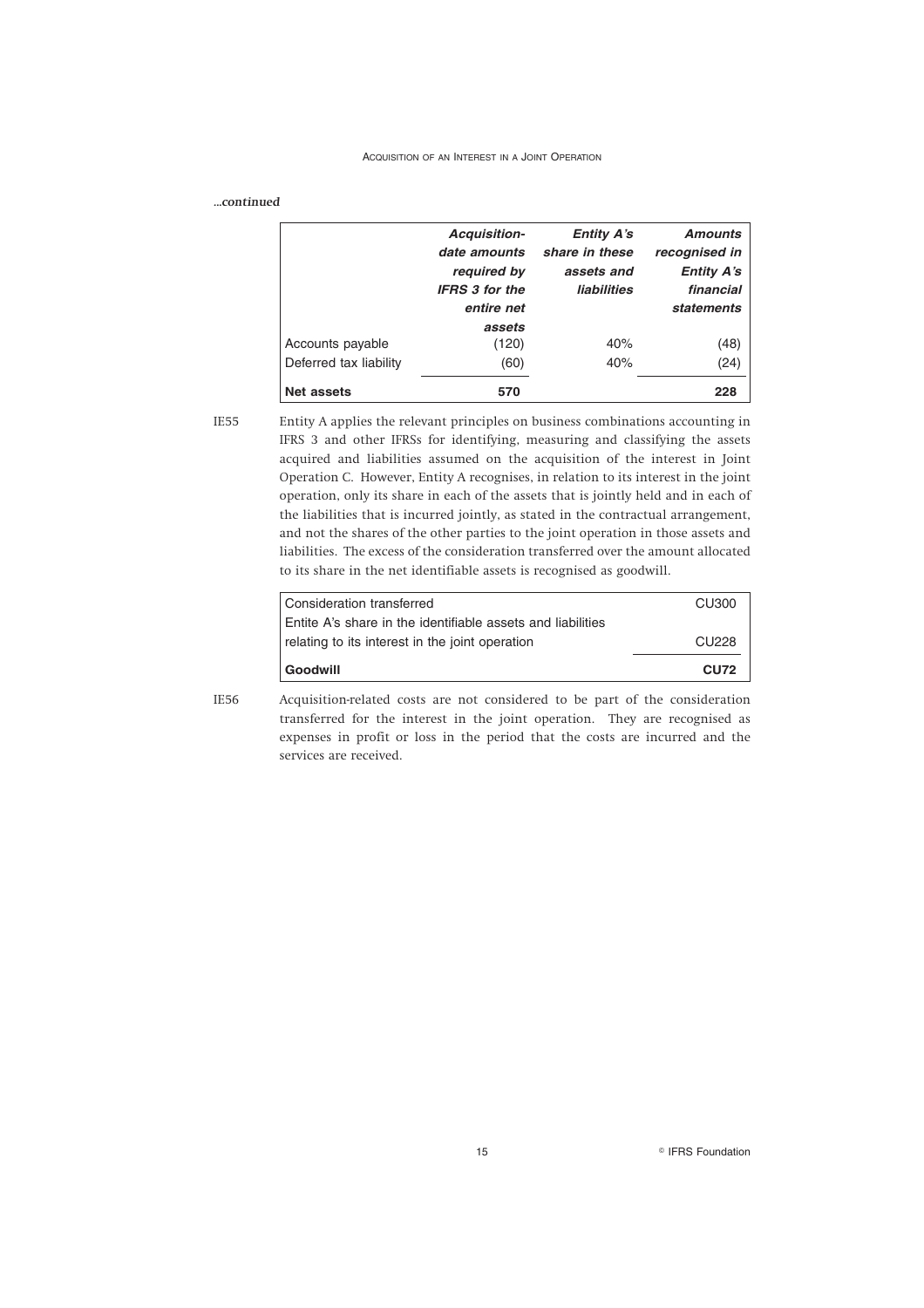*...continued*

| | Acquisition-date amounts required by IFRS 3 for the entire net assets | Entity A's share in these assets and liabilities | Amounts recognised in Entity A's financial statements |
|---|---|---|---|
| Accounts payable | (120) | 40% | (48) |
| Deferred tax liability | (60) | 40% | (24) |
| **Net assets** | **570** | | **228** |

IE55 Entity A applies the relevant principles on business combinations accounting in IFRS 3 and other IFRSs for identifying, measuring and classifying the assets acquired and liabilities assumed on the acquisition of the interest in Joint Operation C. However, Entity A recognises, in relation to its interest in the joint operation, only its share in each of the assets that is jointly held and in each of the liabilities that is incurred jointly, as stated in the contractual arrangement, and not the shares of the other parties to the joint operation in those assets and liabilities. The excess of the consideration transferred over the amount allocated to its share in the net identifiable assets is recognised as goodwill.

| | |
|---|---|
| Consideration transferred | CU300 |
| Entite A's share in the identifiable assets and liabilities relating to its interest in the joint operation | CU228 |
| **Goodwill** | **CU72** |

IE56 Acquisition-related costs are not considered to be part of the consideration transferred for the interest in the joint operation. They are recognised as expenses in profit or loss in the period that the costs are incurred and the services are received.